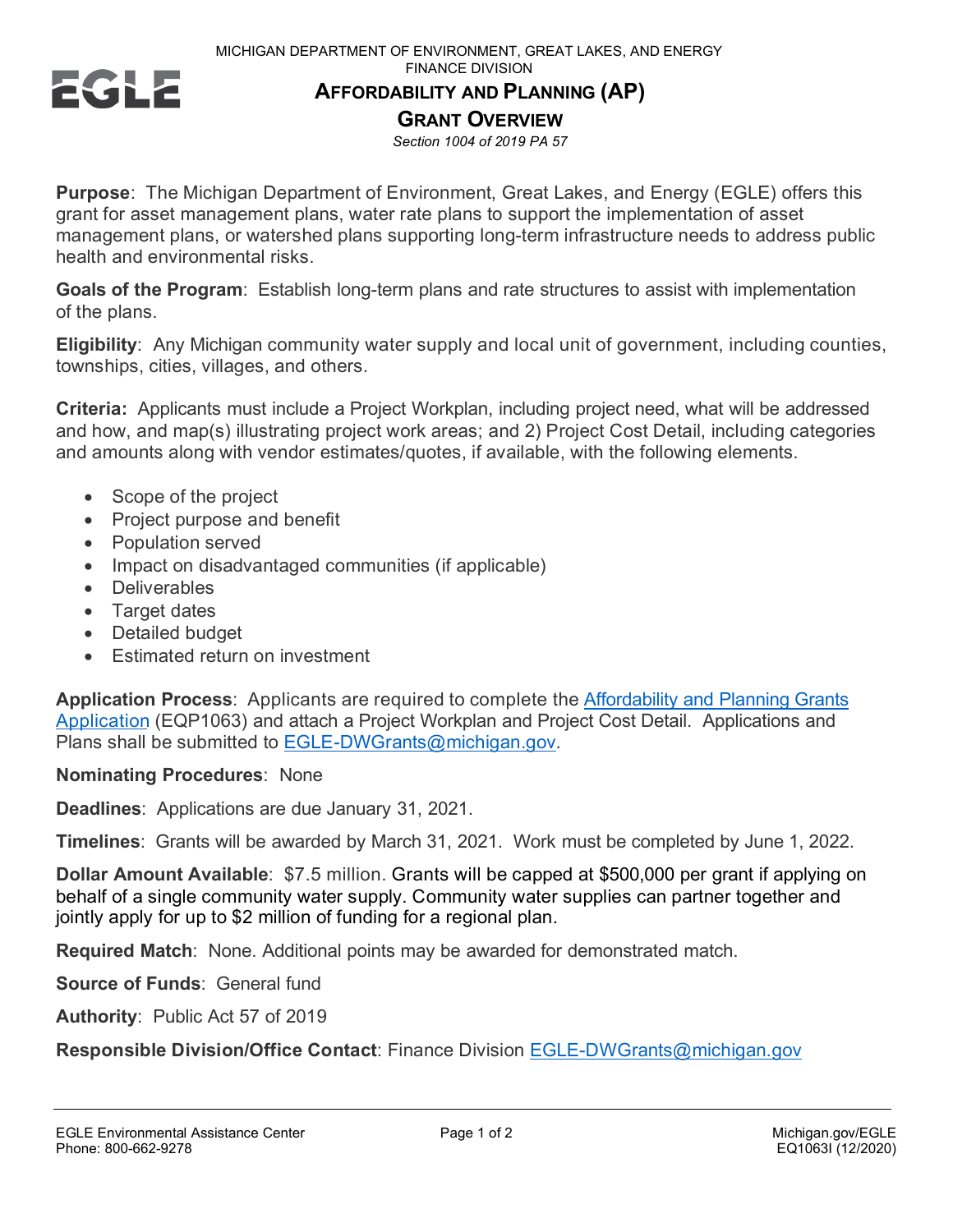MICHIGAN DEPARTMENT OF ENVIRONMENT, GREAT LAKES, AND ENERGY
FINANCE DIVISION

# AFFORDABILITY AND PLANNING (AP) GRANT OVERVIEW

*Section 1004 of 2019 PA 57*

**Purpose**: The Michigan Department of Environment, Great Lakes, and Energy (EGLE) offers this grant for asset management plans, water rate plans to support the implementation of asset management plans, or watershed plans supporting long-term infrastructure needs to address public health and environmental risks.

**Goals of the Program**: Establish long-term plans and rate structures to assist with implementation of the plans.

**Eligibility**: Any Michigan community water supply and local unit of government, including counties, townships, cities, villages, and others.

**Criteria:** Applicants must include a Project Workplan, including project need, what will be addressed and how, and map(s) illustrating project work areas; and 2) Project Cost Detail, including categories and amounts along with vendor estimates/quotes, if available, with the following elements.

- Scope of the project
- Project purpose and benefit
- Population served
- Impact on disadvantaged communities (if applicable)
- Deliverables
- Target dates
- Detailed budget
- Estimated return on investment

**Application Process**: Applicants are required to complete the Affordability and Planning Grants Application (EQP1063) and attach a Project Workplan and Project Cost Detail. Applications and Plans shall be submitted to EGLE-DWGrants@michigan.gov.

**Nominating Procedures**: None

**Deadlines**: Applications are due January 31, 2021.

**Timelines**: Grants will be awarded by March 31, 2021. Work must be completed by June 1, 2022.

**Dollar Amount Available**: $7.5 million. Grants will be capped at $500,000 per grant if applying on behalf of a single community water supply. Community water supplies can partner together and jointly apply for up to $2 million of funding for a regional plan.

**Required Match**: None. Additional points may be awarded for demonstrated match.

**Source of Funds**: General fund

**Authority**: Public Act 57 of 2019

**Responsible Division/Office Contact**: Finance Division EGLE-DWGrants@michigan.gov

EGLE Environmental Assistance Center
Phone: 800-662-9278

Michigan.gov/EGLE
EQ1063I (12/2020)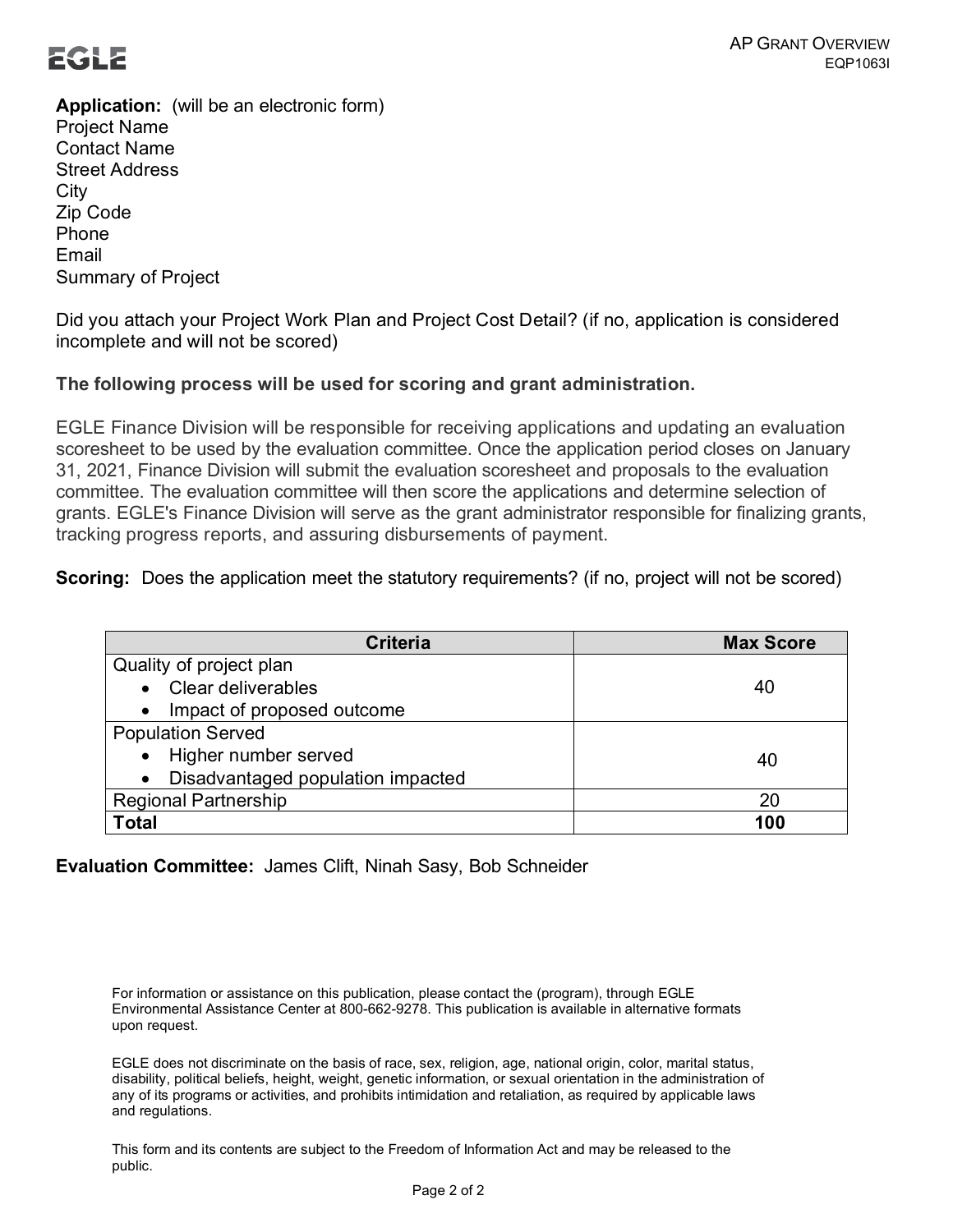**Application:** (will be an electronic form)
Project Name
Contact Name
Street Address
City
Zip Code
Phone
Email
Summary of Project

Did you attach your Project Work Plan and Project Cost Detail? (if no, application is considered incomplete and will not be scored)

**The following process will be used for scoring and grant administration.**

EGLE Finance Division will be responsible for receiving applications and updating an evaluation scoresheet to be used by the evaluation committee. Once the application period closes on January 31, 2021, Finance Division will submit the evaluation scoresheet and proposals to the evaluation committee. The evaluation committee will then score the applications and determine selection of grants. EGLE's Finance Division will serve as the grant administrator responsible for finalizing grants, tracking progress reports, and assuring disbursements of payment.

**Scoring:** Does the application meet the statutory requirements? (if no, project will not be scored)

| Criteria | Max Score |
|---|---|
| Quality of project plan<br>• Clear deliverables<br>• Impact of proposed outcome | 40 |
| Population Served<br>• Higher number served<br>• Disadvantaged population impacted | 40 |
| Regional Partnership | 20 |
| **Total** | **100** |

**Evaluation Committee:** James Clift, Ninah Sasy, Bob Schneider

For information or assistance on this publication, please contact the (program), through EGLE Environmental Assistance Center at 800-662-9278. This publication is available in alternative formats upon request.

EGLE does not discriminate on the basis of race, sex, religion, age, national origin, color, marital status, disability, political beliefs, height, weight, genetic information, or sexual orientation in the administration of any of its programs or activities, and prohibits intimidation and retaliation, as required by applicable laws and regulations.

This form and its contents are subject to the Freedom of Information Act and may be released to the public.